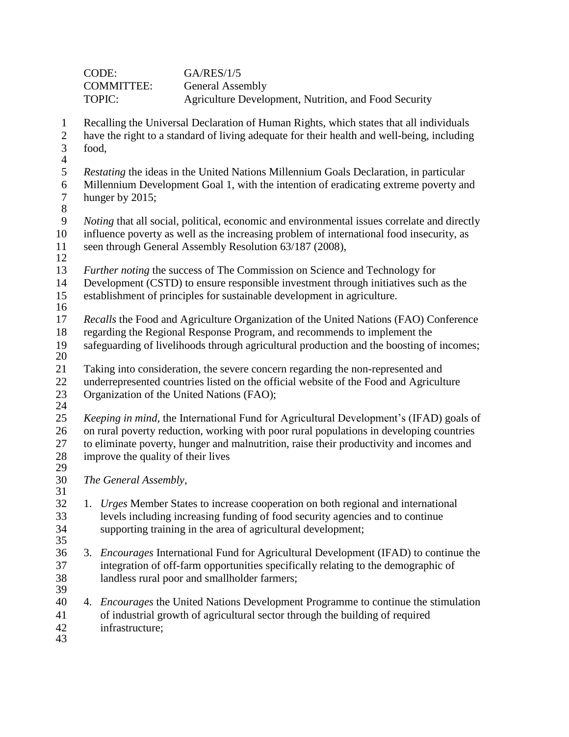CODE: GA/RES/1/5
COMMITTEE: General Assembly
TOPIC: Agriculture Development, Nutrition, and Food Security

Recalling the Universal Declaration of Human Rights, which states that all individuals have the right to a standard of living adequate for their health and well-being, including food,

*Restating* the ideas in the United Nations Millennium Goals Declaration, in particular Millennium Development Goal 1, with the intention of eradicating extreme poverty and hunger by 2015;

*Noting* that all social, political, economic and environmental issues correlate and directly influence poverty as well as the increasing problem of international food insecurity, as seen through General Assembly Resolution 63/187 (2008),

*Further noting* the success of The Commission on Science and Technology for Development (CSTD) to ensure responsible investment through initiatives such as the establishment of principles for sustainable development in agriculture.

*Recalls* the Food and Agriculture Organization of the United Nations (FAO) Conference regarding the Regional Response Program, and recommends to implement the safeguarding of livelihoods through agricultural production and the boosting of incomes;

Taking into consideration, the severe concern regarding the non-represented and underrepresented countries listed on the official website of the Food and Agriculture Organization of the United Nations (FAO);

*Keeping in mind*, the International Fund for Agricultural Development's (IFAD) goals of on rural poverty reduction, working with poor rural populations in developing countries to eliminate poverty, hunger and malnutrition, raise their productivity and incomes and improve the quality of their lives

*The General Assembly*,

1. *Urges* Member States to increase cooperation on both regional and international levels including increasing funding of food security agencies and to continue supporting training in the area of agricultural development;

3. *Encourages* International Fund for Agricultural Development (IFAD) to continue the integration of off-farm opportunities specifically relating to the demographic of landless rural poor and smallholder farmers;

4. *Encourages* the United Nations Development Programme to continue the stimulation of industrial growth of agricultural sector through the building of required infrastructure;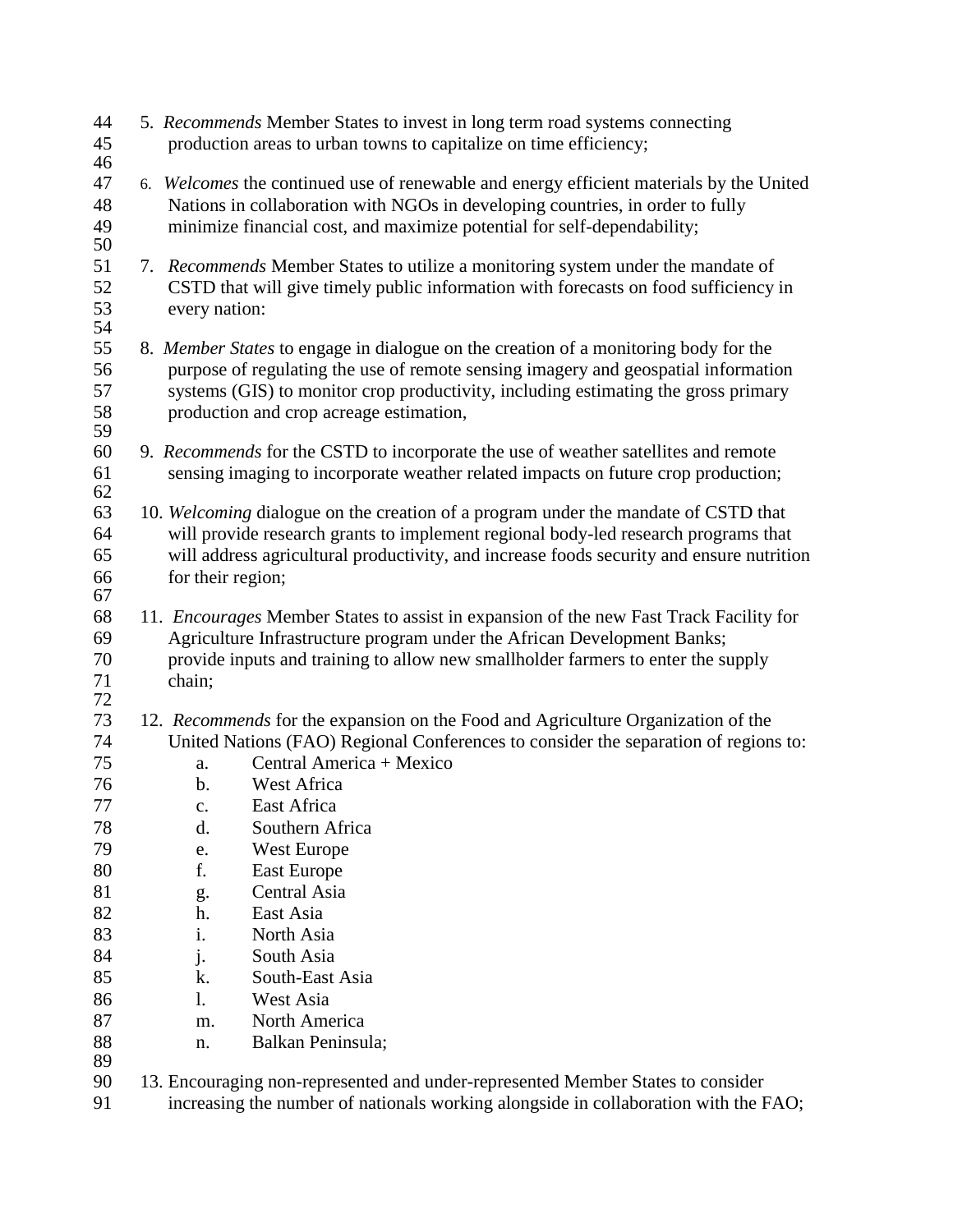5. *Recommends* Member States to invest in long term road systems connecting production areas to urban towns to capitalize on time efficiency;

6. *Welcomes* the continued use of renewable and energy efficient materials by the United Nations in collaboration with NGOs in developing countries, in order to fully minimize financial cost, and maximize potential for self-dependability;

7. *Recommends* Member States to utilize a monitoring system under the mandate of CSTD that will give timely public information with forecasts on food sufficiency in every nation:

8. *Member States* to engage in dialogue on the creation of a monitoring body for the purpose of regulating the use of remote sensing imagery and geospatial information systems (GIS) to monitor crop productivity, including estimating the gross primary production and crop acreage estimation,

9. *Recommends* for the CSTD to incorporate the use of weather satellites and remote sensing imaging to incorporate weather related impacts on future crop production;

10. *Welcoming* dialogue on the creation of a program under the mandate of CSTD that will provide research grants to implement regional body-led research programs that will address agricultural productivity, and increase foods security and ensure nutrition for their region;

11. *Encourages* Member States to assist in expansion of the new Fast Track Facility for Agriculture Infrastructure program under the African Development Banks; provide inputs and training to allow new smallholder farmers to enter the supply chain;

12. *Recommends* for the expansion on the Food and Agriculture Organization of the United Nations (FAO) Regional Conferences to consider the separation of regions to:
    a. Central America + Mexico
    b. West Africa
    c. East Africa
    d. Southern Africa
    e. West Europe
    f. East Europe
    g. Central Asia
    h. East Asia
    i. North Asia
    j. South Asia
    k. South-East Asia
    l. West Asia
    m. North America
    n. Balkan Peninsula;

13. Encouraging non-represented and under-represented Member States to consider increasing the number of nationals working alongside in collaboration with the FAO;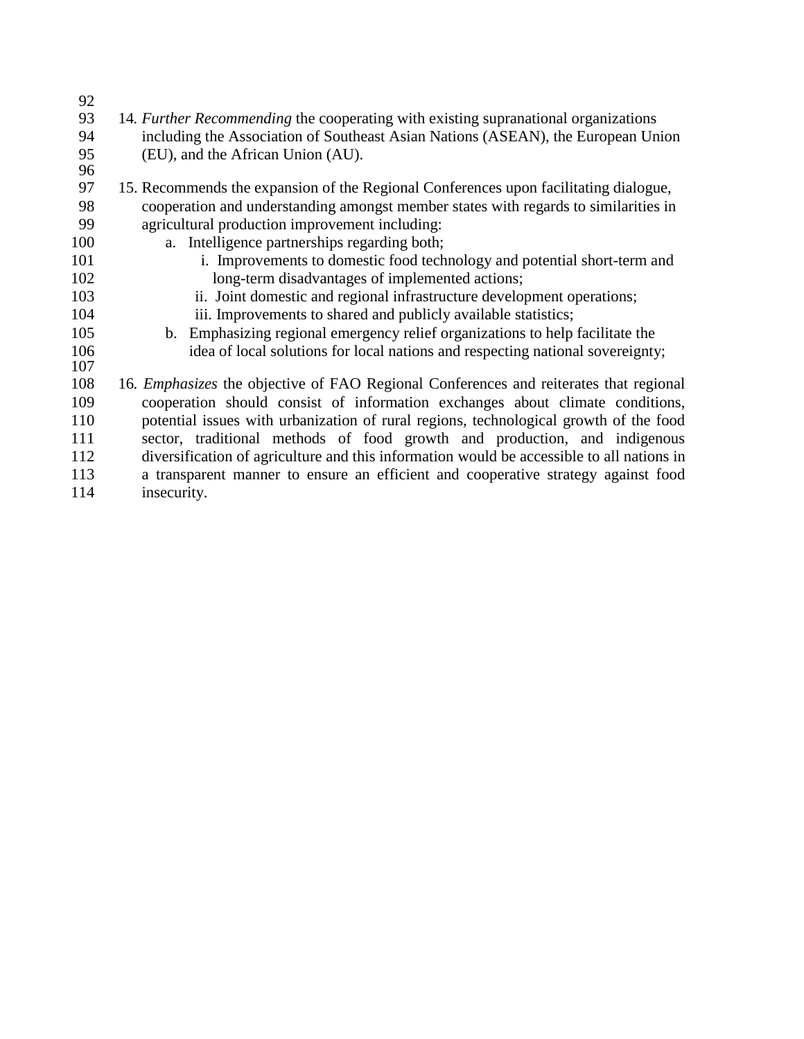14. *Further Recommending* the cooperating with existing supranational organizations including the Association of Southeast Asian Nations (ASEAN), the European Union (EU), and the African Union (AU).

15. Recommends the expansion of the Regional Conferences upon facilitating dialogue, cooperation and understanding amongst member states with regards to similarities in agricultural production improvement including:
    a. Intelligence partnerships regarding both;
        i. Improvements to domestic food technology and potential short-term and long-term disadvantages of implemented actions;
        ii. Joint domestic and regional infrastructure development operations;
        iii. Improvements to shared and publicly available statistics;
    b. Emphasizing regional emergency relief organizations to help facilitate the idea of local solutions for local nations and respecting national sovereignty;

16. *Emphasizes* the objective of FAO Regional Conferences and reiterates that regional cooperation should consist of information exchanges about climate conditions, potential issues with urbanization of rural regions, technological growth of the food sector, traditional methods of food growth and production, and indigenous diversification of agriculture and this information would be accessible to all nations in a transparent manner to ensure an efficient and cooperative strategy against food insecurity.